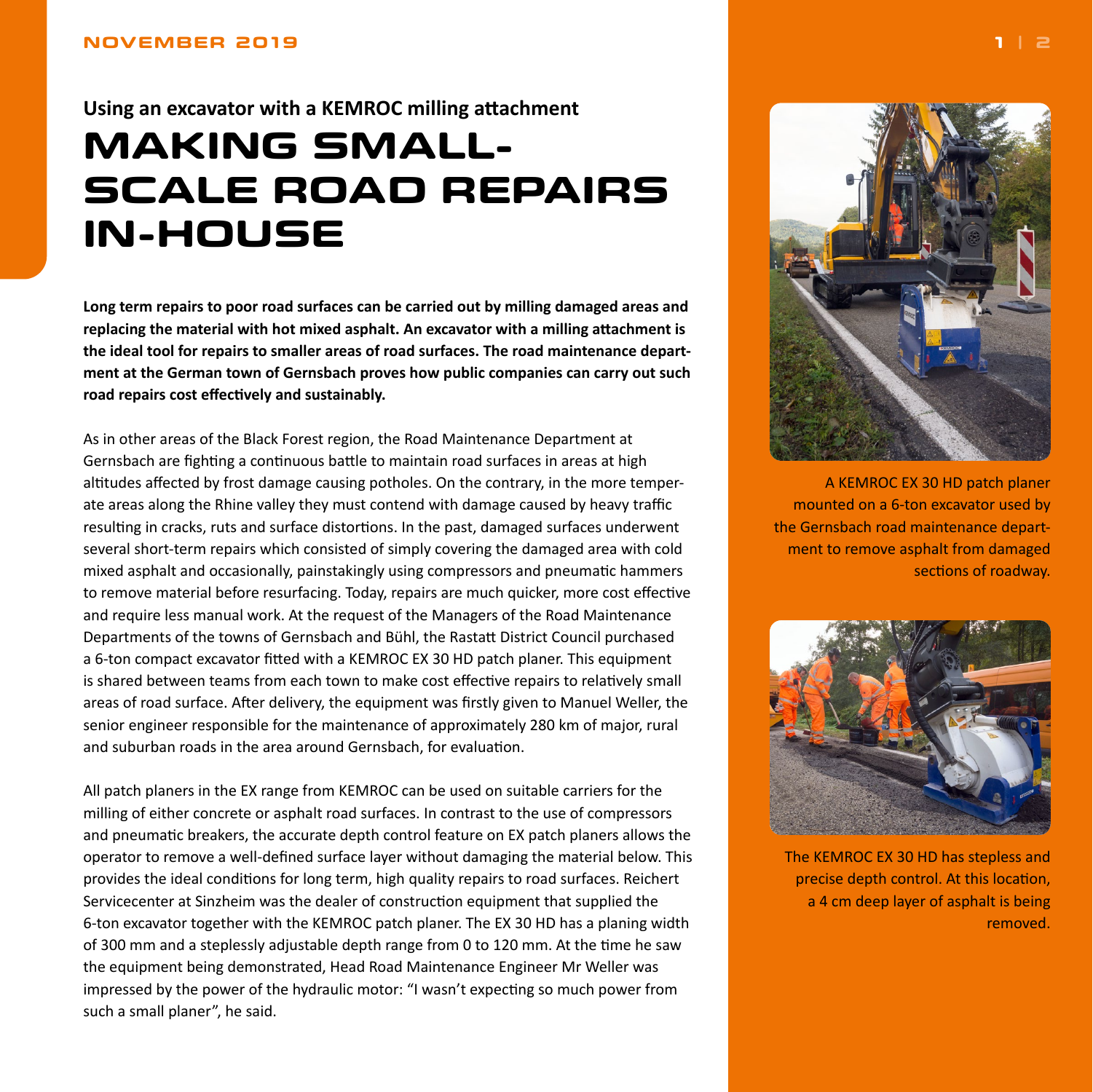Using an excavator with a KEMROC milling attachment

# MAKING SMALL-SCALE ROAD REPAIRS IN-HOUSE

**Long term repairs to poor road surfaces can be carried out by milling damaged areas and replacing the material with hot mixed asphalt. An excavator with a milling attachment is the ideal tool for repairs to smaller areas of road surfaces. The road maintenance department at the German town of Gernsbach proves how public companies can carry out such road repairs cost effectively and sustainably.**

As in other areas of the Black Forest region, the Road Maintenance Department at Gernsbach are fighting a continuous battle to maintain road surfaces in areas at high altitudes affected by frost damage causing potholes. On the contrary, in the more temperate areas along the Rhine valley they must contend with damage caused by heavy traffic resulting in cracks, ruts and surface distortions. In the past, damaged surfaces underwent several short-term repairs which consisted of simply covering the damaged area with cold mixed asphalt and occasionally, painstakingly using compressors and pneumatic hammers to remove material before resurfacing. Today, repairs are much quicker, more cost effective and require less manual work. At the request of the Managers of the Road Maintenance Departments of the towns of Gernsbach and Bühl, the Rastatt District Council purchased a 6-ton compact excavator fitted with a KEMROC EX 30 HD patch planer. This equipment is shared between teams from each town to make cost effective repairs to relatively small areas of road surface. After delivery, the equipment was firstly given to Manuel Weller, the senior engineer responsible for the maintenance of approximately 280 km of major, rural and suburban roads in the area around Gernsbach, for evaluation.

All patch planers in the EX range from KEMROC can be used on suitable carriers for the milling of either concrete or asphalt road surfaces. In contrast to the use of compressors and pneumatic breakers, the accurate depth control feature on EX patch planers allows the operator to remove a well-defined surface layer without damaging the material below. This provides the ideal conditions for long term, high quality repairs to road surfaces. Reichert Servicecenter at Sinzheim was the dealer of construction equipment that supplied the 6-ton excavator together with the KEMROC patch planer. The EX 30 HD has a planing width of 300 mm and a steplessly adjustable depth range from 0 to 120 mm. At the time he saw the equipment being demonstrated, Head Road Maintenance Engineer Mr Weller was impressed by the power of the hydraulic motor: "I wasn't expecting so much power from such a small planer", he said.

A KEMROC EX 30 HD patch planer mounted on a 6-ton excavator used by the Gernsbach road maintenance department to remove asphalt from damaged sections of roadway.

The KEMROC EX 30 HD has stepless and precise depth control. At this location, a 4 cm deep layer of asphalt is being removed.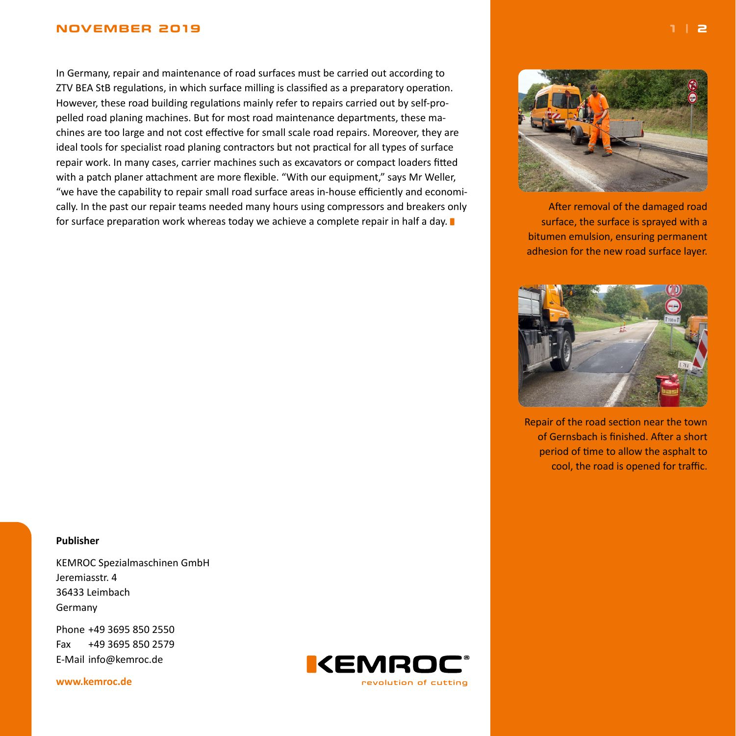In Germany, repair and maintenance of road surfaces must be carried out according to ZTV BEA StB regulations, in which surface milling is classified as a preparatory operation. However, these road building regulations mainly refer to repairs carried out by self-propelled road planing machines. But for most road maintenance departments, these machines are too large and not cost effective for small scale road repairs. Moreover, they are ideal tools for specialist road planing contractors but not practical for all types of surface repair work. In many cases, carrier machines such as excavators or compact loaders fitted with a patch planer attachment are more flexible. “With our equipment,” says Mr Weller, “we have the capability to repair small road surface areas in-house efficiently and economically. In the past our repair teams needed many hours using compressors and breakers only for surface preparation work whereas today we achieve a complete repair in half a day.

After removal of the damaged road surface, the surface is sprayed with a bitumen emulsion, ensuring permanent adhesion for the new road surface layer.

Repair of the road section near the town of Gernsbach is finished. After a short period of time to allow the asphalt to cool, the road is opened for traffic.

**Publisher**

KEMROC Spezialmaschinen GmbH
Jeremiasstr. 4
36433 Leimbach
Germany

Phone +49 3695 850 2550
Fax +49 3695 850 2579
E-Mail info@kemroc.de

**www.kemroc.de**

KEMROC®
revolution of cutting